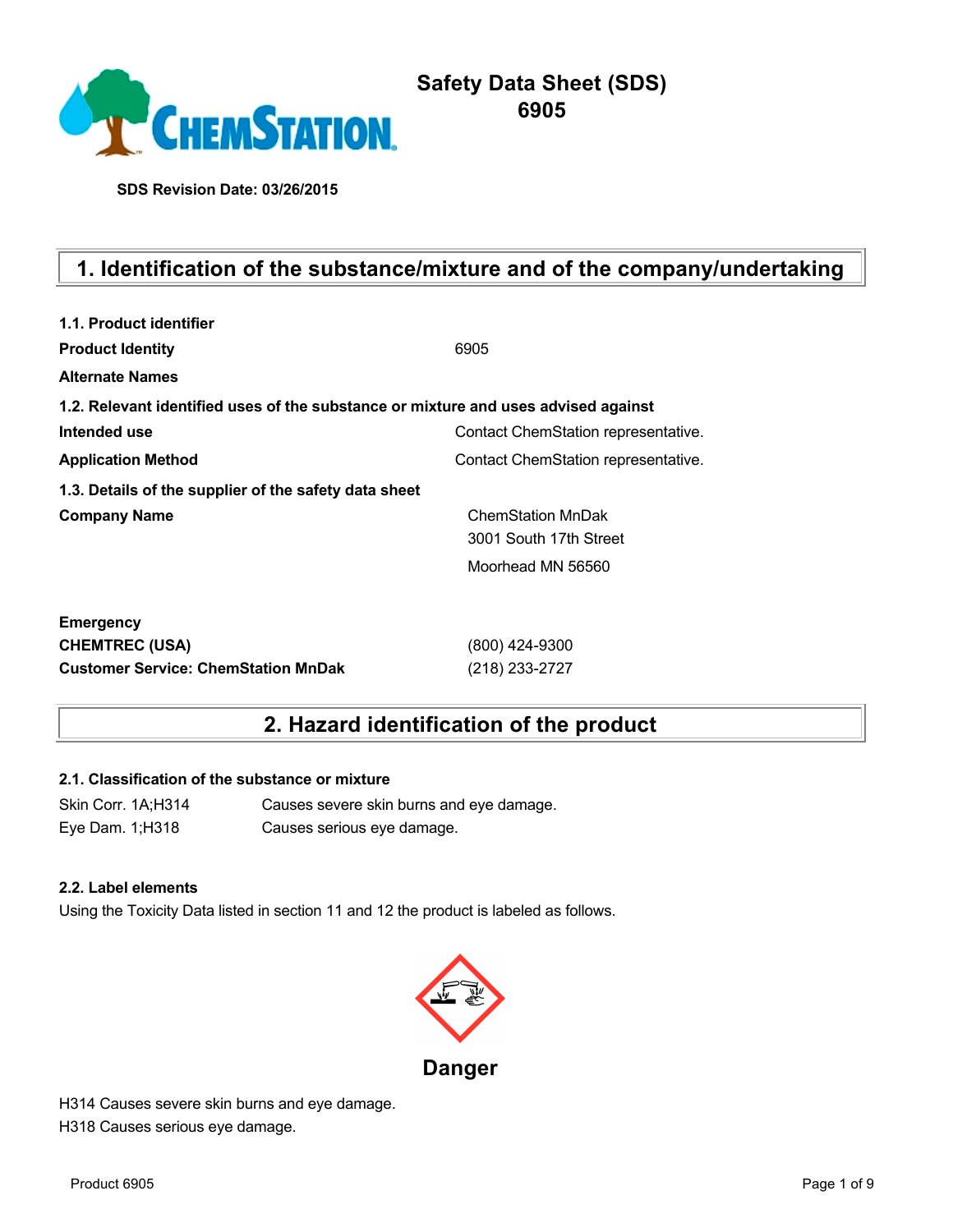# Safety Data Sheet (SDS) 6905

**SDS Revision Date: 03/26/2015**

## 1. Identification of the substance/mixture and of the company/undertaking

**1.1. Product identifier**

| | |
|---|---|
| **Product Identity** | 6905 |
| **Alternate Names** | |

**1.2. Relevant identified uses of the substance or mixture and uses advised against**

| | |
|---|---|
| **Intended use** | Contact ChemStation representative. |
| **Application Method** | Contact ChemStation representative. |

**1.3. Details of the supplier of the safety data sheet**

| | |
|---|---|
| **Company Name** | ChemStation MnDak<br>3001 South 17th Street<br>Moorhead MN 56560 |

| | |
|---|---|
| **Emergency** | |
| **CHEMTREC (USA)** | (800) 424-9300 |
| **Customer Service: ChemStation MnDak** | (218) 233-2727 |

## 2. Hazard identification of the product

**2.1. Classification of the substance or mixture**

| | |
|---|---|
| Skin Corr. 1A;H314 | Causes severe skin burns and eye damage. |
| Eye Dam. 1;H318 | Causes serious eye damage. |

**2.2. Label elements**

Using the Toxicity Data listed in section 11 and 12 the product is labeled as follows.

**Danger**

H314 Causes severe skin burns and eye damage.
H318 Causes serious eye damage.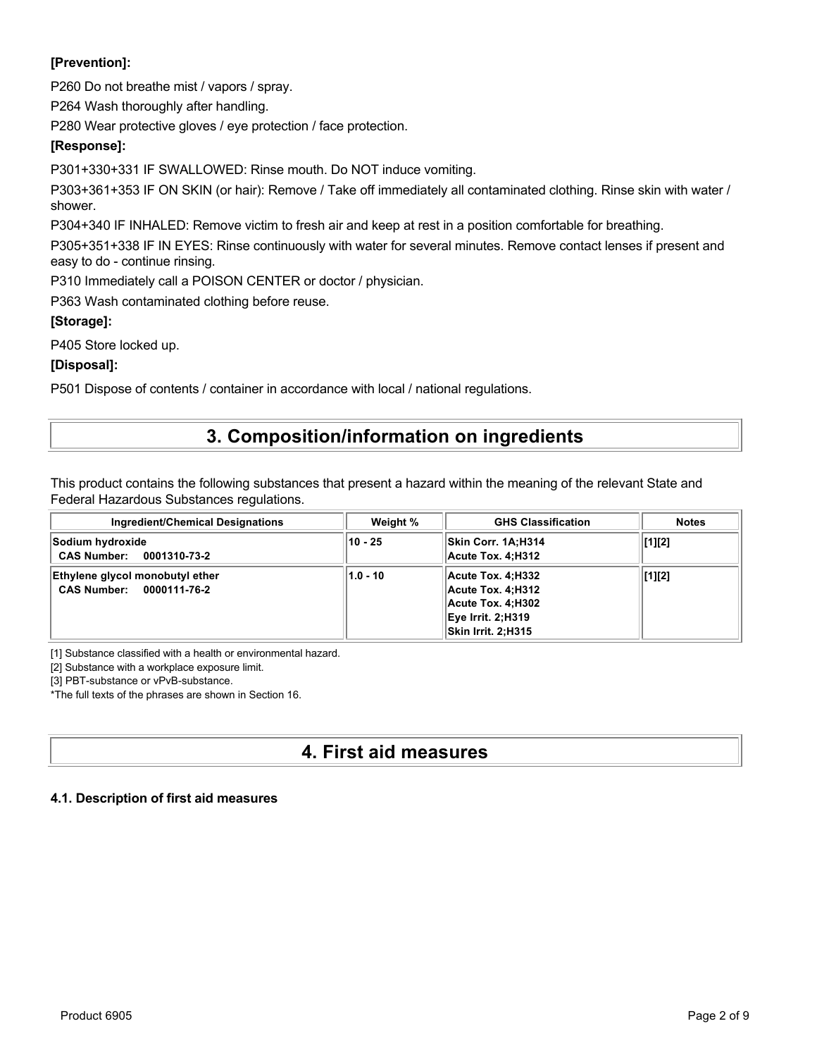**[Prevention]:**

P260 Do not breathe mist / vapors / spray.

P264 Wash thoroughly after handling.

P280 Wear protective gloves / eye protection / face protection.

**[Response]:**

P301+330+331 IF SWALLOWED: Rinse mouth. Do NOT induce vomiting.

P303+361+353 IF ON SKIN (or hair): Remove / Take off immediately all contaminated clothing. Rinse skin with water / shower.

P304+340 IF INHALED: Remove victim to fresh air and keep at rest in a position comfortable for breathing.

P305+351+338 IF IN EYES: Rinse continuously with water for several minutes. Remove contact lenses if present and easy to do - continue rinsing.

P310 Immediately call a POISON CENTER or doctor / physician.

P363 Wash contaminated clothing before reuse.

**[Storage]:**

P405 Store locked up.

**[Disposal]:**

P501 Dispose of contents / container in accordance with local / national regulations.

# 3. Composition/information on ingredients

This product contains the following substances that present a hazard within the meaning of the relevant State and Federal Hazardous Substances regulations.

| Ingredient/Chemical Designations | Weight % | GHS Classification | Notes |
|---|---|---|---|
| **Sodium hydroxide**<br>**CAS Number: 0001310-73-2** | 10 - 25 | Skin Corr. 1A;H314<br>Acute Tox. 4;H312 | [1][2] |
| **Ethylene glycol monobutyl ether**<br>**CAS Number: 0000111-76-2** | 1.0 - 10 | Acute Tox. 4;H332<br>Acute Tox. 4;H312<br>Acute Tox. 4;H302<br>Eye Irrit. 2;H319<br>Skin Irrit. 2;H315 | [1][2] |

[1] Substance classified with a health or environmental hazard.

[2] Substance with a workplace exposure limit.

[3] PBT-substance or vPvB-substance.

*The full texts of the phrases are shown in Section 16.

# 4. First aid measures

### 4.1. Description of first aid measures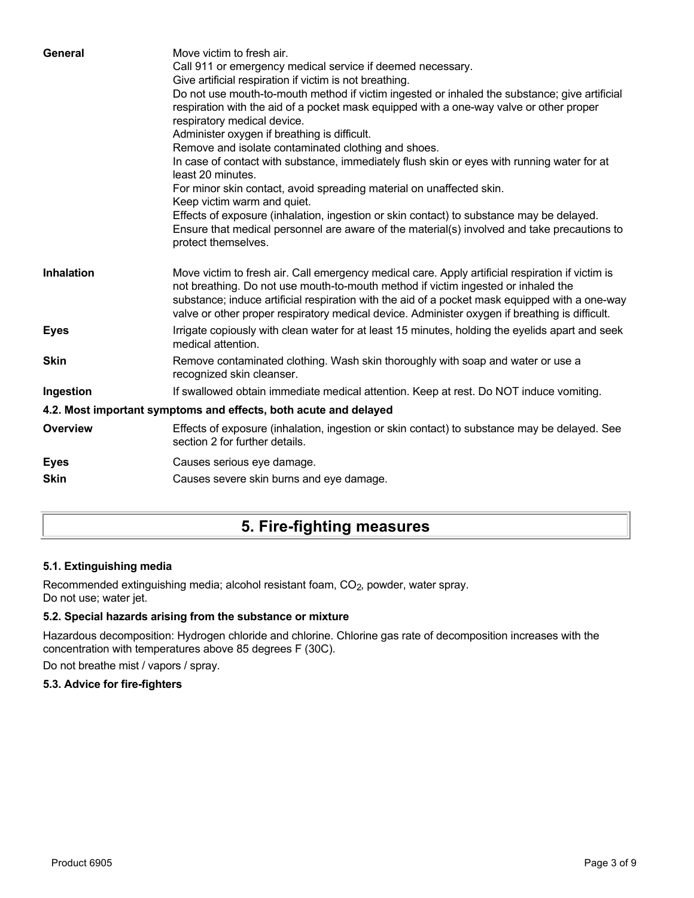| | |
|---|---|
| **General** | Move victim to fresh air.<br>Call 911 or emergency medical service if deemed necessary.<br>Give artificial respiration if victim is not breathing.<br>Do not use mouth-to-mouth method if victim ingested or inhaled the substance; give artificial respiration with the aid of a pocket mask equipped with a one-way valve or other proper respiratory medical device.<br>Administer oxygen if breathing is difficult.<br>Remove and isolate contaminated clothing and shoes.<br>In case of contact with substance, immediately flush skin or eyes with running water for at least 20 minutes.<br>For minor skin contact, avoid spreading material on unaffected skin.<br>Keep victim warm and quiet.<br>Effects of exposure (inhalation, ingestion or skin contact) to substance may be delayed.<br>Ensure that medical personnel are aware of the material(s) involved and take precautions to protect themselves. |
| **Inhalation** | Move victim to fresh air. Call emergency medical care. Apply artificial respiration if victim is not breathing. Do not use mouth-to-mouth method if victim ingested or inhaled the substance; induce artificial respiration with the aid of a pocket mask equipped with a one-way valve or other proper respiratory medical device. Administer oxygen if breathing is difficult. |
| **Eyes** | Irrigate copiously with clean water for at least 15 minutes, holding the eyelids apart and seek medical attention. |
| **Skin** | Remove contaminated clothing. Wash skin thoroughly with soap and water or use a recognized skin cleanser. |
| **Ingestion** | If swallowed obtain immediate medical attention. Keep at rest. Do NOT induce vomiting. |

### 4.2. Most important symptoms and effects, both acute and delayed

| | |
|---|---|
| **Overview** | Effects of exposure (inhalation, ingestion or skin contact) to substance may be delayed. See section 2 for further details. |
| **Eyes** | Causes serious eye damage. |
| **Skin** | Causes severe skin burns and eye damage. |

## 5. Fire-fighting measures

### 5.1. Extinguishing media

Recommended extinguishing media; alcohol resistant foam, $CO_2$, powder, water spray.
Do not use; water jet.

### 5.2. Special hazards arising from the substance or mixture

Hazardous decomposition: Hydrogen chloride and chlorine. Chlorine gas rate of decomposition increases with the concentration with temperatures above 85 degrees F (30C).

Do not breathe mist / vapors / spray.

### 5.3. Advice for fire-fighters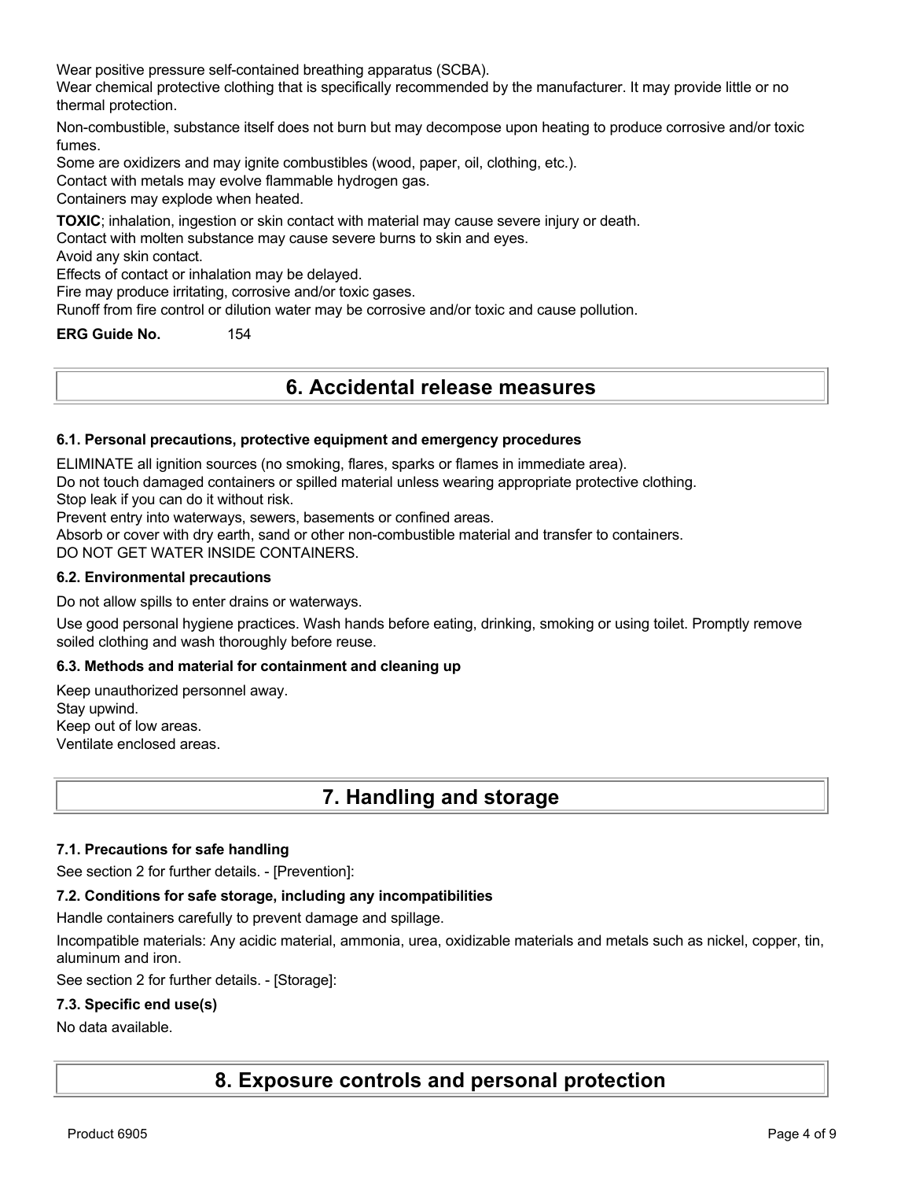Wear positive pressure self-contained breathing apparatus (SCBA).
Wear chemical protective clothing that is specifically recommended by the manufacturer. It may provide little or no thermal protection.

Non-combustible, substance itself does not burn but may decompose upon heating to produce corrosive and/or toxic fumes.
Some are oxidizers and may ignite combustibles (wood, paper, oil, clothing, etc.).
Contact with metals may evolve flammable hydrogen gas.
Containers may explode when heated.

**TOXIC**; inhalation, ingestion or skin contact with material may cause severe injury or death.
Contact with molten substance may cause severe burns to skin and eyes.
Avoid any skin contact.
Effects of contact or inhalation may be delayed.
Fire may produce irritating, corrosive and/or toxic gases.
Runoff from fire control or dilution water may be corrosive and/or toxic and cause pollution.

**ERG Guide No.** 154

# 6. Accidental release measures

### 6.1. Personal precautions, protective equipment and emergency procedures

ELIMINATE all ignition sources (no smoking, flares, sparks or flames in immediate area).
Do not touch damaged containers or spilled material unless wearing appropriate protective clothing.
Stop leak if you can do it without risk.
Prevent entry into waterways, sewers, basements or confined areas.
Absorb or cover with dry earth, sand or other non-combustible material and transfer to containers.
DO NOT GET WATER INSIDE CONTAINERS.

### 6.2. Environmental precautions

Do not allow spills to enter drains or waterways.

Use good personal hygiene practices. Wash hands before eating, drinking, smoking or using toilet. Promptly remove soiled clothing and wash thoroughly before reuse.

### 6.3. Methods and material for containment and cleaning up

Keep unauthorized personnel away.
Stay upwind.
Keep out of low areas.
Ventilate enclosed areas.

# 7. Handling and storage

### 7.1. Precautions for safe handling

See section 2 for further details. - [Prevention]:

### 7.2. Conditions for safe storage, including any incompatibilities

Handle containers carefully to prevent damage and spillage.

Incompatible materials: Any acidic material, ammonia, urea, oxidizable materials and metals such as nickel, copper, tin, aluminum and iron.

See section 2 for further details. - [Storage]:

### 7.3. Specific end use(s)

No data available.

# 8. Exposure controls and personal protection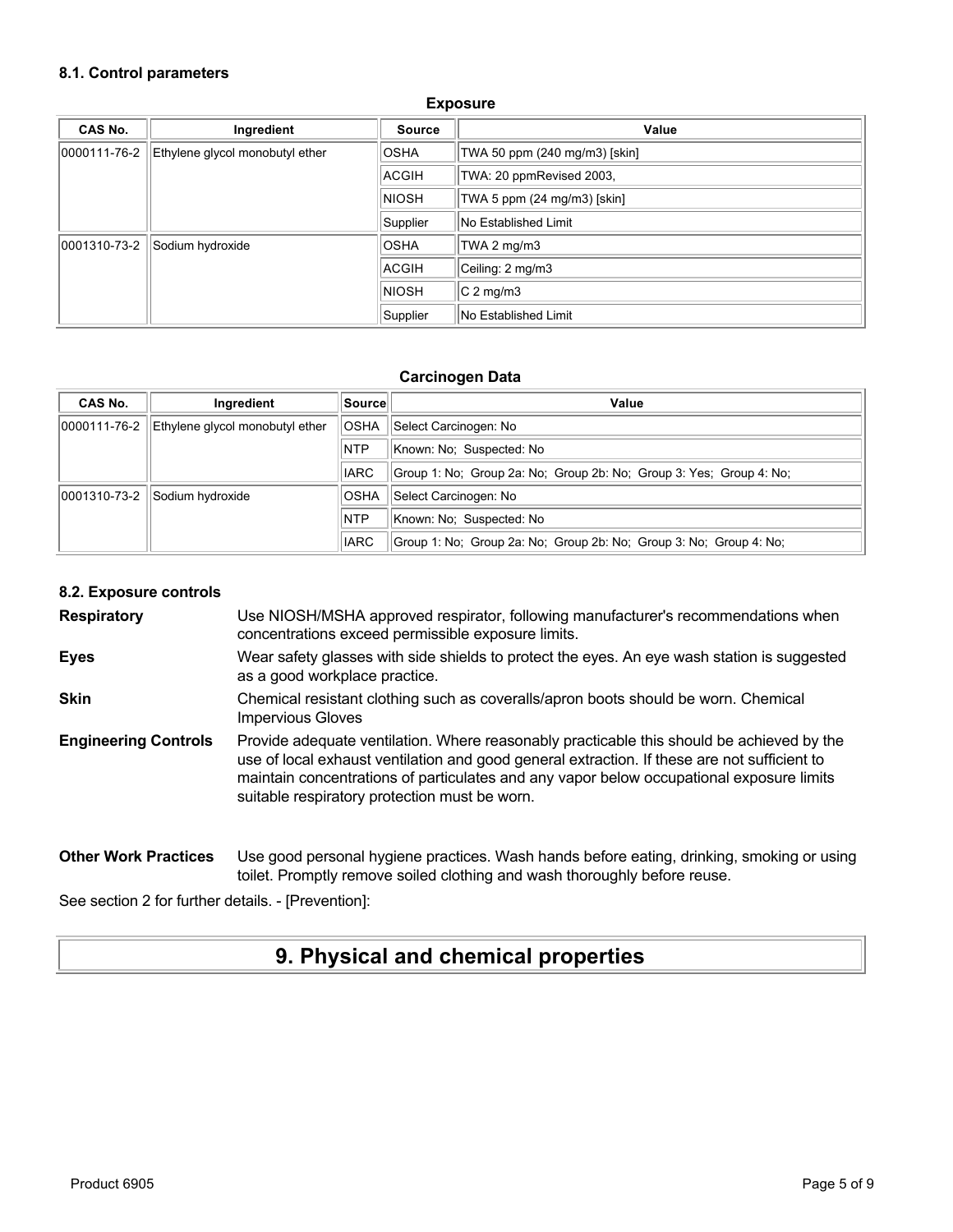### 8.1. Control parameters

**Exposure**

| CAS No. | Ingredient | Source | Value |
|---|---|---|---|
| 0000111-76-2 | Ethylene glycol monobutyl ether | OSHA | TWA 50 ppm (240 mg/m3) [skin] |
| | | ACGIH | TWA: 20 ppmRevised 2003, |
| | | NIOSH | TWA 5 ppm (24 mg/m3) [skin] |
| | | Supplier | No Established Limit |
| 0001310-73-2 | Sodium hydroxide | OSHA | TWA 2 mg/m3 |
| | | ACGIH | Ceiling: 2 mg/m3 |
| | | NIOSH | C 2 mg/m3 |
| | | Supplier | No Established Limit |

**Carcinogen Data**

| CAS No. | Ingredient | Source | Value |
|---|---|---|---|
| 0000111-76-2 | Ethylene glycol monobutyl ether | OSHA | Select Carcinogen: No |
| | | NTP | Known: No; Suspected: No |
| | | IARC | Group 1: No; Group 2a: No; Group 2b: No; Group 3: Yes; Group 4: No; |
| 0001310-73-2 | Sodium hydroxide | OSHA | Select Carcinogen: No |
| | | NTP | Known: No; Suspected: No |
| | | IARC | Group 1: No; Group 2a: No; Group 2b: No; Group 3: No; Group 4: No; |

### 8.2. Exposure controls

**Respiratory** Use NIOSH/MSHA approved respirator, following manufacturer's recommendations when concentrations exceed permissible exposure limits.

**Eyes** Wear safety glasses with side shields to protect the eyes. An eye wash station is suggested as a good workplace practice.

**Skin** Chemical resistant clothing such as coveralls/apron boots should be worn. Chemical Impervious Gloves

**Engineering Controls** Provide adequate ventilation. Where reasonably practicable this should be achieved by the use of local exhaust ventilation and good general extraction. If these are not sufficient to maintain concentrations of particulates and any vapor below occupational exposure limits suitable respiratory protection must be worn.

**Other Work Practices** Use good personal hygiene practices. Wash hands before eating, drinking, smoking or using toilet. Promptly remove soiled clothing and wash thoroughly before reuse.

See section 2 for further details. - [Prevention]:

## 9. Physical and chemical properties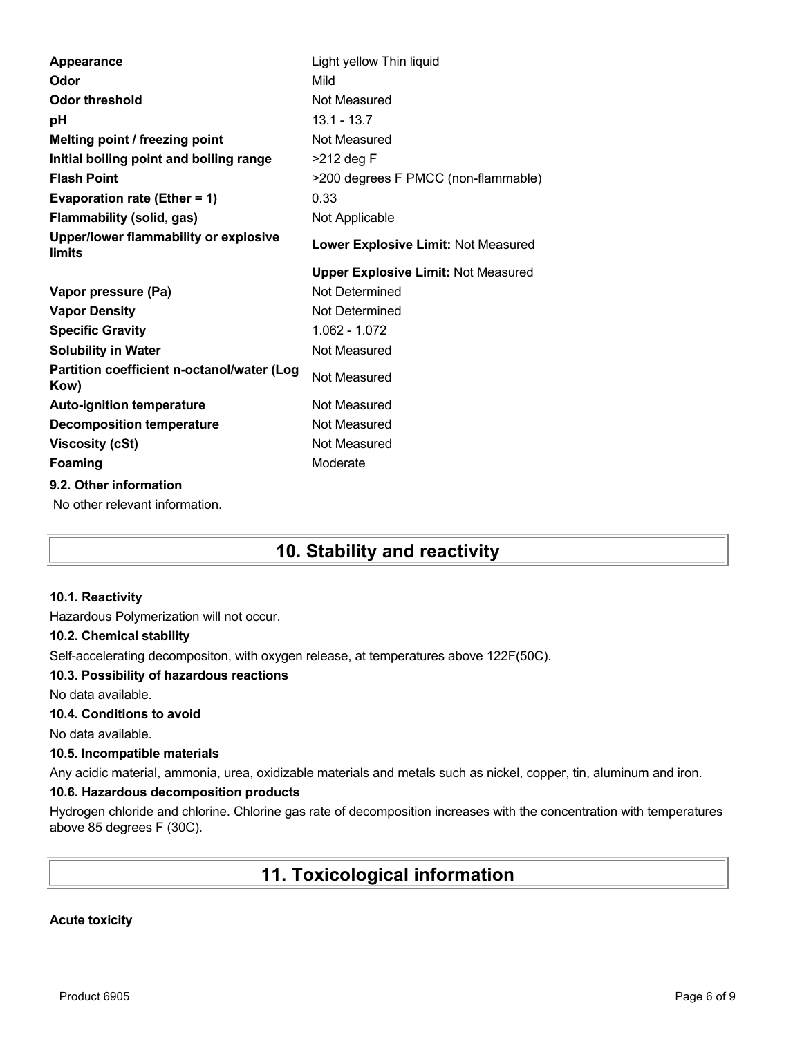| | |
|---|---|
| **Appearance** | Light yellow Thin liquid |
| **Odor** | Mild |
| **Odor threshold** | Not Measured |
| **pH** | 13.1 - 13.7 |
| **Melting point / freezing point** | Not Measured |
| **Initial boiling point and boiling range** | >212 deg F |
| **Flash Point** | >200 degrees F PMCC (non-flammable) |
| **Evaporation rate (Ether = 1)** | 0.33 |
| **Flammability (solid, gas)** | Not Applicable |
| **Upper/lower flammability or explosive limits** | **Lower Explosive Limit:** Not Measured |
| | **Upper Explosive Limit:** Not Measured |
| **Vapor pressure (Pa)** | Not Determined |
| **Vapor Density** | Not Determined |
| **Specific Gravity** | 1.062 - 1.072 |
| **Solubility in Water** | Not Measured |
| **Partition coefficient n-octanol/water (Log Kow)** | Not Measured |
| **Auto-ignition temperature** | Not Measured |
| **Decomposition temperature** | Not Measured |
| **Viscosity (cSt)** | Not Measured |
| **Foaming** | Moderate |

### 9.2. Other information

No other relevant information.

## 10. Stability and reactivity

### 10.1. Reactivity

Hazardous Polymerization will not occur.

### 10.2. Chemical stability

Self-accelerating decompositon, with oxygen release, at temperatures above 122F(50C).

### 10.3. Possibility of hazardous reactions

No data available.

### 10.4. Conditions to avoid

No data available.

### 10.5. Incompatible materials

Any acidic material, ammonia, urea, oxidizable materials and metals such as nickel, copper, tin, aluminum and iron.

### 10.6. Hazardous decomposition products

Hydrogen chloride and chlorine. Chlorine gas rate of decomposition increases with the concentration with temperatures above 85 degrees F (30C).

## 11. Toxicological information

**Acute toxicity**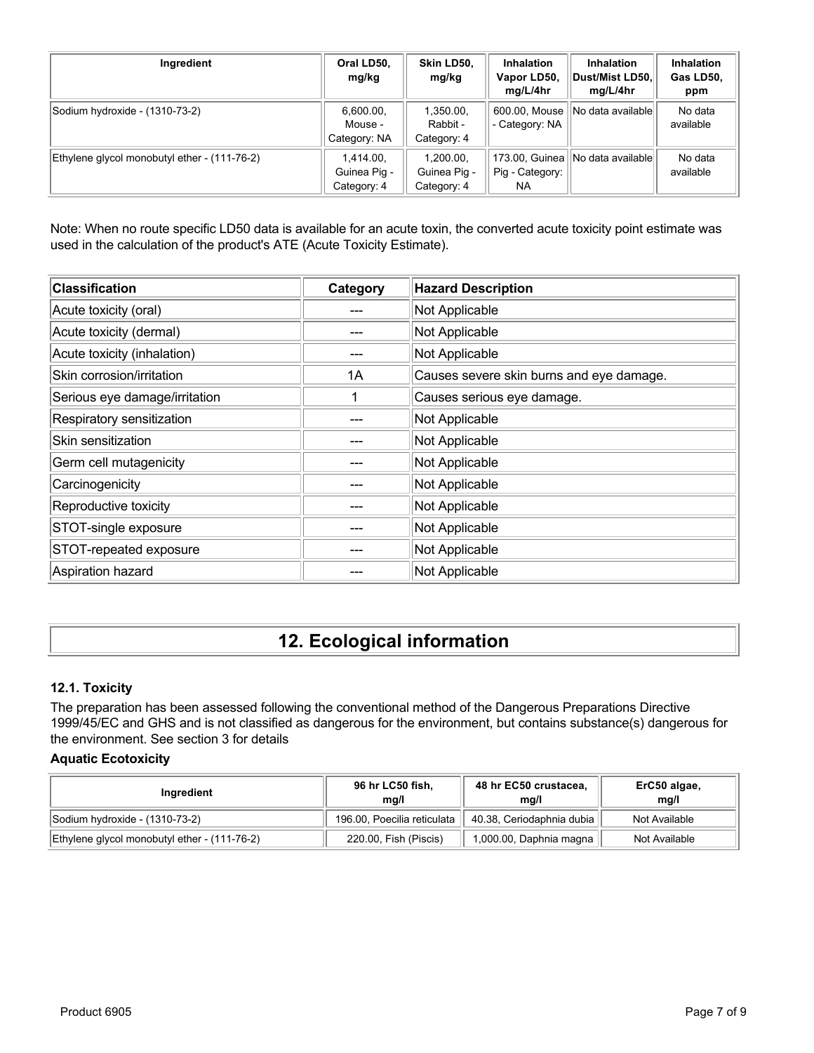| Ingredient | Oral LD50, mg/kg | Skin LD50, mg/kg | Inhalation Vapor LD50, mg/L/4hr | Inhalation Dust/Mist LD50, mg/L/4hr | Inhalation Gas LD50, ppm |
|---|---|---|---|---|---|
| Sodium hydroxide - (1310-73-2) | 6,600.00, Mouse - Category: NA | 1,350.00, Rabbit - Category: 4 | 600.00, Mouse - Category: NA | No data available | No data available |
| Ethylene glycol monobutyl ether - (111-76-2) | 1,414.00, Guinea Pig - Category: 4 | 1,200.00, Guinea Pig - Category: 4 | 173.00, Guinea Pig - Category: NA | No data available | No data available |

Note: When no route specific LD50 data is available for an acute toxin, the converted acute toxicity point estimate was used in the calculation of the product's ATE (Acute Toxicity Estimate).

| Classification | Category | Hazard Description |
|---|---|---|
| Acute toxicity (oral) | --- | Not Applicable |
| Acute toxicity (dermal) | --- | Not Applicable |
| Acute toxicity (inhalation) | --- | Not Applicable |
| Skin corrosion/irritation | 1A | Causes severe skin burns and eye damage. |
| Serious eye damage/irritation | 1 | Causes serious eye damage. |
| Respiratory sensitization | --- | Not Applicable |
| Skin sensitization | --- | Not Applicable |
| Germ cell mutagenicity | --- | Not Applicable |
| Carcinogenicity | --- | Not Applicable |
| Reproductive toxicity | --- | Not Applicable |
| STOT-single exposure | --- | Not Applicable |
| STOT-repeated exposure | --- | Not Applicable |
| Aspiration hazard | --- | Not Applicable |

# 12. Ecological information

### 12.1. Toxicity

The preparation has been assessed following the conventional method of the Dangerous Preparations Directive 1999/45/EC and GHS and is not classified as dangerous for the environment, but contains substance(s) dangerous for the environment. See section 3 for details

**Aquatic Ecotoxicity**

| Ingredient | 96 hr LC50 fish, mg/l | 48 hr EC50 crustacea, mg/l | ErC50 algae, mg/l |
|---|---|---|---|
| Sodium hydroxide - (1310-73-2) | 196.00, Poecilia reticulata | 40.38, Ceriodaphnia dubia | Not Available |
| Ethylene glycol monobutyl ether - (111-76-2) | 220.00, Fish (Piscis) | 1,000.00, Daphnia magna | Not Available |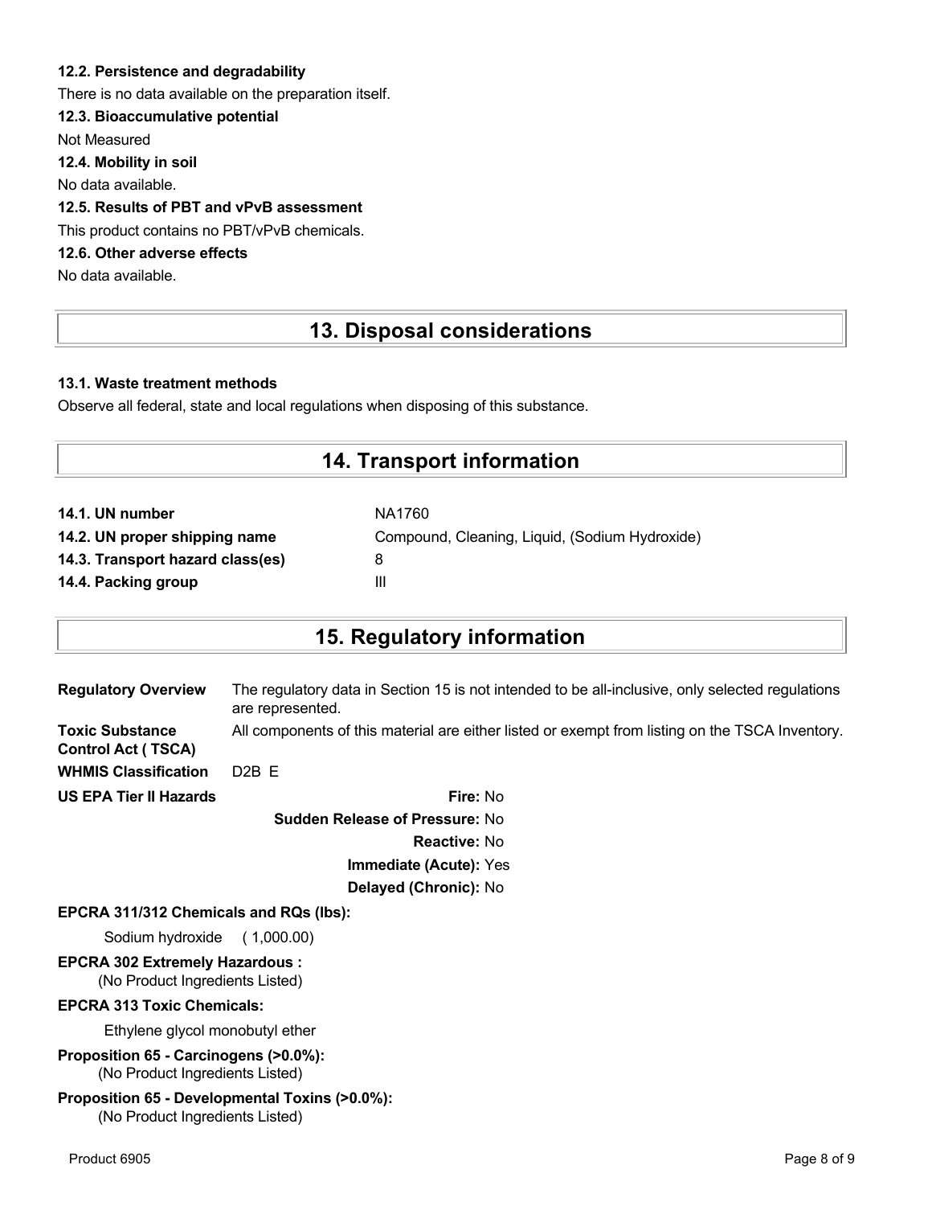#### 12.2. Persistence and degradability

There is no data available on the preparation itself.

#### 12.3. Bioaccumulative potential

Not Measured

#### 12.4. Mobility in soil

No data available.

#### 12.5. Results of PBT and vPvB assessment

This product contains no PBT/vPvB chemicals.

#### 12.6. Other adverse effects

No data available.

## 13. Disposal considerations

#### 13.1. Waste treatment methods

Observe all federal, state and local regulations when disposing of this substance.

## 14. Transport information

| | |
|---|---|
| **14.1. UN number** | NA1760 |
| **14.2. UN proper shipping name** | Compound, Cleaning, Liquid, (Sodium Hydroxide) |
| **14.3. Transport hazard class(es)** | 8 |
| **14.4. Packing group** | III |

## 15. Regulatory information

| | |
|---|---|
| **Regulatory Overview** | The regulatory data in Section 15 is not intended to be all-inclusive, only selected regulations are represented. |
| **Toxic Substance Control Act ( TSCA)** | All components of this material are either listed or exempt from listing on the TSCA Inventory. |
| **WHMIS Classification** | D2B E |

**US EPA Tier II Hazards**

**Fire:** No

**Sudden Release of Pressure:** No

**Reactive:** No

**Immediate (Acute):** Yes

**Delayed (Chronic):** No

**EPCRA 311/312 Chemicals and RQs (lbs):**

Sodium hydroxide ( 1,000.00)

**EPCRA 302 Extremely Hazardous :**

(No Product Ingredients Listed)

**EPCRA 313 Toxic Chemicals:**

Ethylene glycol monobutyl ether

**Proposition 65 - Carcinogens (>0.0%):**

(No Product Ingredients Listed)

**Proposition 65 - Developmental Toxins (>0.0%):**

(No Product Ingredients Listed)

Product 6905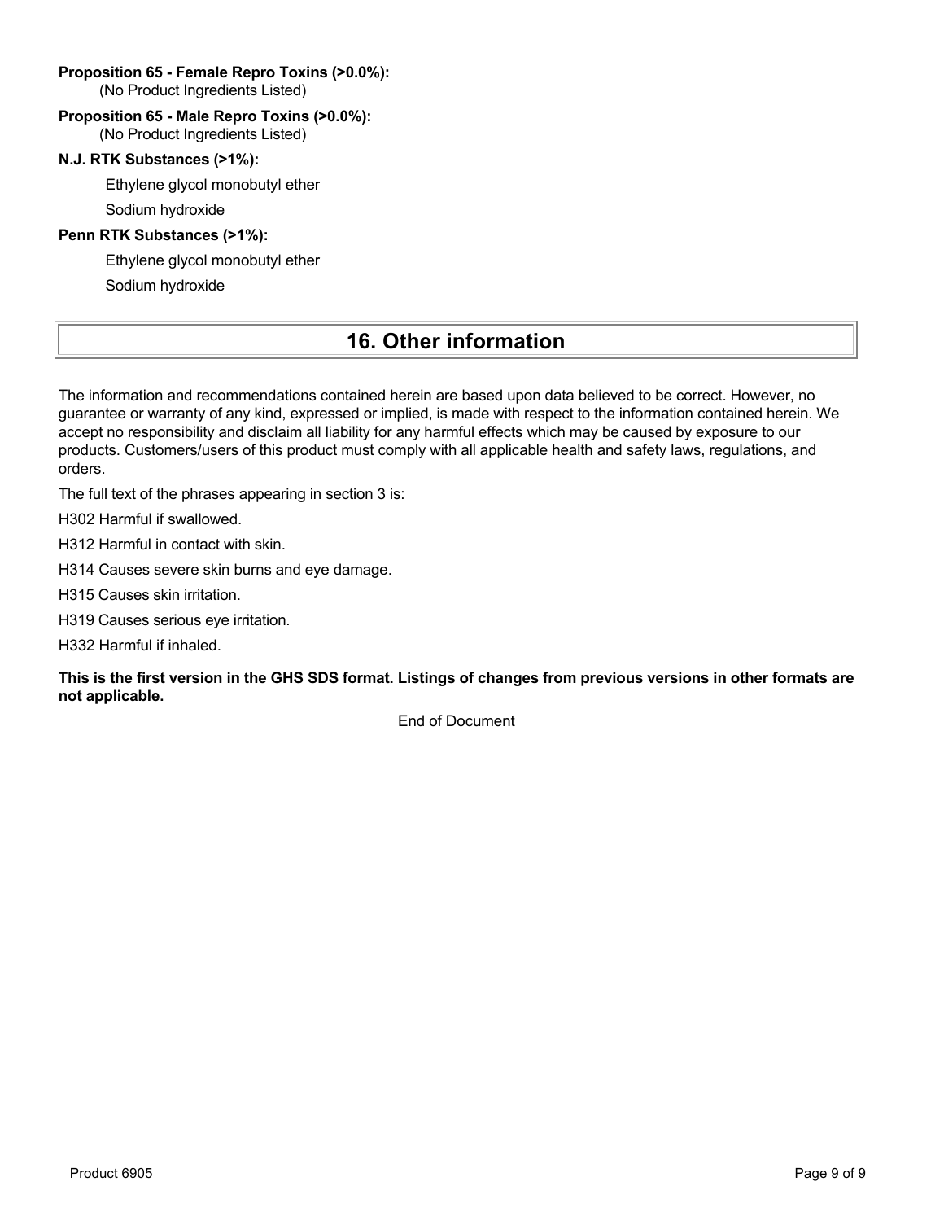**Proposition 65 - Female Repro Toxins (>0.0%):**
(No Product Ingredients Listed)

**Proposition 65 - Male Repro Toxins (>0.0%):**
(No Product Ingredients Listed)

**N.J. RTK Substances (>1%):**

Ethylene glycol monobutyl ether

Sodium hydroxide

**Penn RTK Substances (>1%):**

Ethylene glycol monobutyl ether

Sodium hydroxide

## 16. Other information

The information and recommendations contained herein are based upon data believed to be correct. However, no guarantee or warranty of any kind, expressed or implied, is made with respect to the information contained herein. We accept no responsibility and disclaim all liability for any harmful effects which may be caused by exposure to our products. Customers/users of this product must comply with all applicable health and safety laws, regulations, and orders.

The full text of the phrases appearing in section 3 is:

H302 Harmful if swallowed.

H312 Harmful in contact with skin.

H314 Causes severe skin burns and eye damage.

H315 Causes skin irritation.

H319 Causes serious eye irritation.

H332 Harmful if inhaled.

**This is the first version in the GHS SDS format. Listings of changes from previous versions in other formats are not applicable.**

End of Document

Product 6905